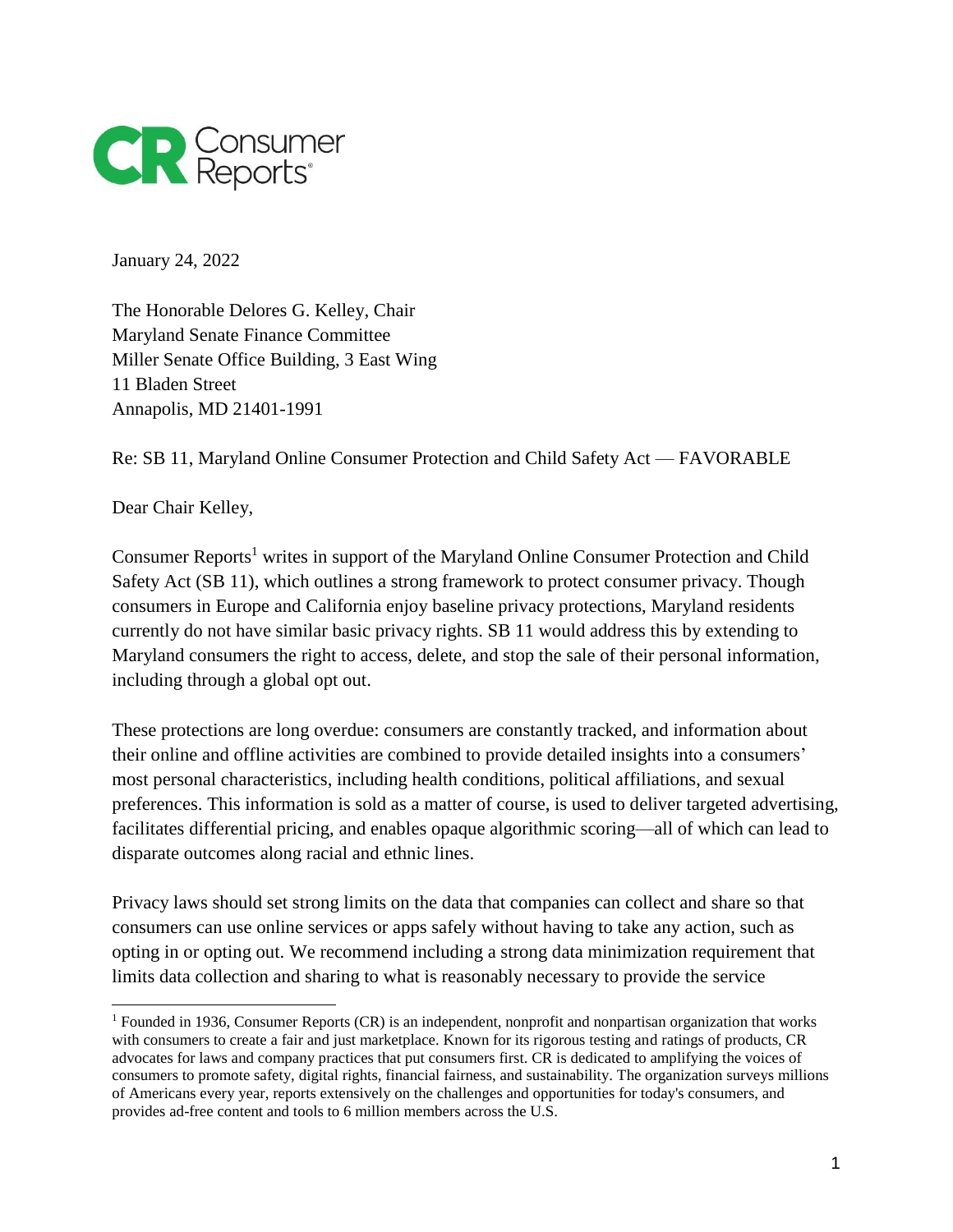January 24, 2022

The Honorable Delores G. Kelley, Chair
Maryland Senate Finance Committee
Miller Senate Office Building, 3 East Wing
11 Bladen Street
Annapolis, MD 21401-1991

Re: SB 11, Maryland Online Consumer Protection and Child Safety Act — FAVORABLE

Dear Chair Kelley,

Consumer Reports[1] writes in support of the Maryland Online Consumer Protection and Child Safety Act (SB 11), which outlines a strong framework to protect consumer privacy. Though consumers in Europe and California enjoy baseline privacy protections, Maryland residents currently do not have similar basic privacy rights. SB 11 would address this by extending to Maryland consumers the right to access, delete, and stop the sale of their personal information, including through a global opt out.

These protections are long overdue: consumers are constantly tracked, and information about their online and offline activities are combined to provide detailed insights into a consumers' most personal characteristics, including health conditions, political affiliations, and sexual preferences. This information is sold as a matter of course, is used to deliver targeted advertising, facilitates differential pricing, and enables opaque algorithmic scoring—all of which can lead to disparate outcomes along racial and ethnic lines.

Privacy laws should set strong limits on the data that companies can collect and share so that consumers can use online services or apps safely without having to take any action, such as opting in or opting out. We recommend including a strong data minimization requirement that limits data collection and sharing to what is reasonably necessary to provide the service

[1] Founded in 1936, Consumer Reports (CR) is an independent, nonprofit and nonpartisan organization that works with consumers to create a fair and just marketplace. Known for its rigorous testing and ratings of products, CR advocates for laws and company practices that put consumers first. CR is dedicated to amplifying the voices of consumers to promote safety, digital rights, financial fairness, and sustainability. The organization surveys millions of Americans every year, reports extensively on the challenges and opportunities for today's consumers, and provides ad-free content and tools to 6 million members across the U.S.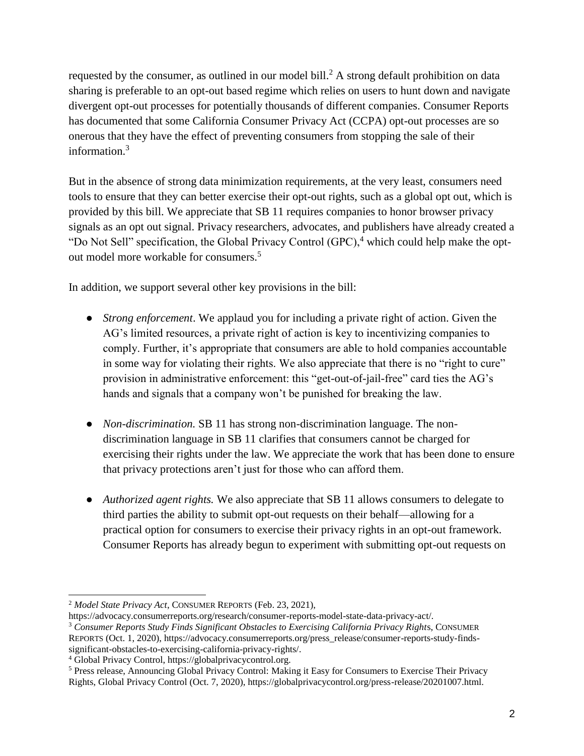requested by the consumer, as outlined in our model bill.[2] A strong default prohibition on data sharing is preferable to an opt-out based regime which relies on users to hunt down and navigate divergent opt-out processes for potentially thousands of different companies. Consumer Reports has documented that some California Consumer Privacy Act (CCPA) opt-out processes are so onerous that they have the effect of preventing consumers from stopping the sale of their information.[3]

But in the absence of strong data minimization requirements, at the very least, consumers need tools to ensure that they can better exercise their opt-out rights, such as a global opt out, which is provided by this bill. We appreciate that SB 11 requires companies to honor browser privacy signals as an opt out signal. Privacy researchers, advocates, and publishers have already created a "Do Not Sell" specification, the Global Privacy Control (GPC),[4] which could help make the opt-out model more workable for consumers.[5]

In addition, we support several other key provisions in the bill:

- *Strong enforcement*. We applaud you for including a private right of action. Given the AG's limited resources, a private right of action is key to incentivizing companies to comply. Further, it's appropriate that consumers are able to hold companies accountable in some way for violating their rights. We also appreciate that there is no "right to cure" provision in administrative enforcement: this "get-out-of-jail-free" card ties the AG's hands and signals that a company won't be punished for breaking the law.

- *Non-discrimination.* SB 11 has strong non-discrimination language. The non-discrimination language in SB 11 clarifies that consumers cannot be charged for exercising their rights under the law. We appreciate the work that has been done to ensure that privacy protections aren't just for those who can afford them.

- *Authorized agent rights.* We also appreciate that SB 11 allows consumers to delegate to third parties the ability to submit opt-out requests on their behalf—allowing for a practical option for consumers to exercise their privacy rights in an opt-out framework. Consumer Reports has already begun to experiment with submitting opt-out requests on

---

[2] *Model State Privacy Act*, CONSUMER REPORTS (Feb. 23, 2021), https://advocacy.consumerreports.org/research/consumer-reports-model-state-data-privacy-act/.

[3] *Consumer Reports Study Finds Significant Obstacles to Exercising California Privacy Rights*, CONSUMER REPORTS (Oct. 1, 2020), https://advocacy.consumerreports.org/press_release/consumer-reports-study-finds-significant-obstacles-to-exercising-california-privacy-rights/.

[4] Global Privacy Control, https://globalprivacycontrol.org.

[5] Press release, Announcing Global Privacy Control: Making it Easy for Consumers to Exercise Their Privacy Rights, Global Privacy Control (Oct. 7, 2020), https://globalprivacycontrol.org/press-release/20201007.html.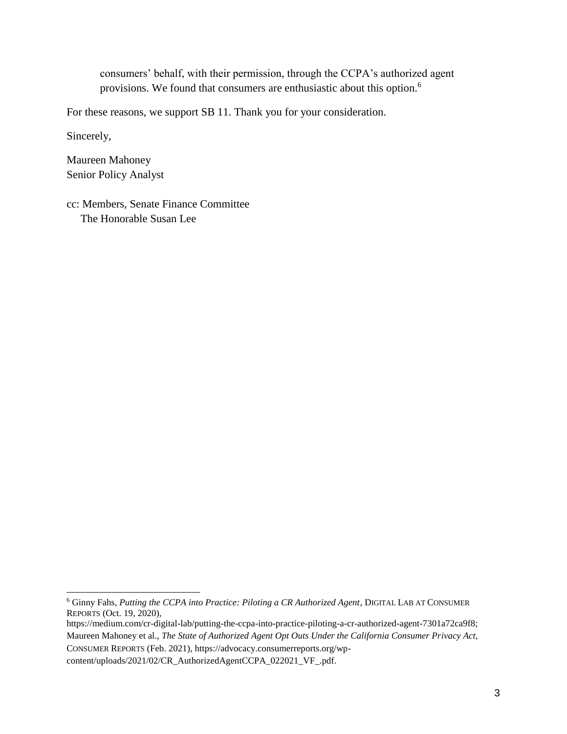consumers' behalf, with their permission, through the CCPA's authorized agent provisions. We found that consumers are enthusiastic about this option.[6]

For these reasons, we support SB 11. Thank you for your consideration.

Sincerely,

Maureen Mahoney
Senior Policy Analyst

cc: Members, Senate Finance Committee
The Honorable Susan Lee

---

[6] Ginny Fahs, *Putting the CCPA into Practice: Piloting a CR Authorized Agent*, DIGITAL LAB AT CONSUMER REPORTS (Oct. 19, 2020), https://medium.com/cr-digital-lab/putting-the-ccpa-into-practice-piloting-a-cr-authorized-agent-7301a72ca9f8; Maureen Mahoney et al., *The State of Authorized Agent Opt Outs Under the California Consumer Privacy Act*, CONSUMER REPORTS (Feb. 2021), https://advocacy.consumerreports.org/wp-content/uploads/2021/02/CR_AuthorizedAgentCCPA_022021_VF_.pdf.